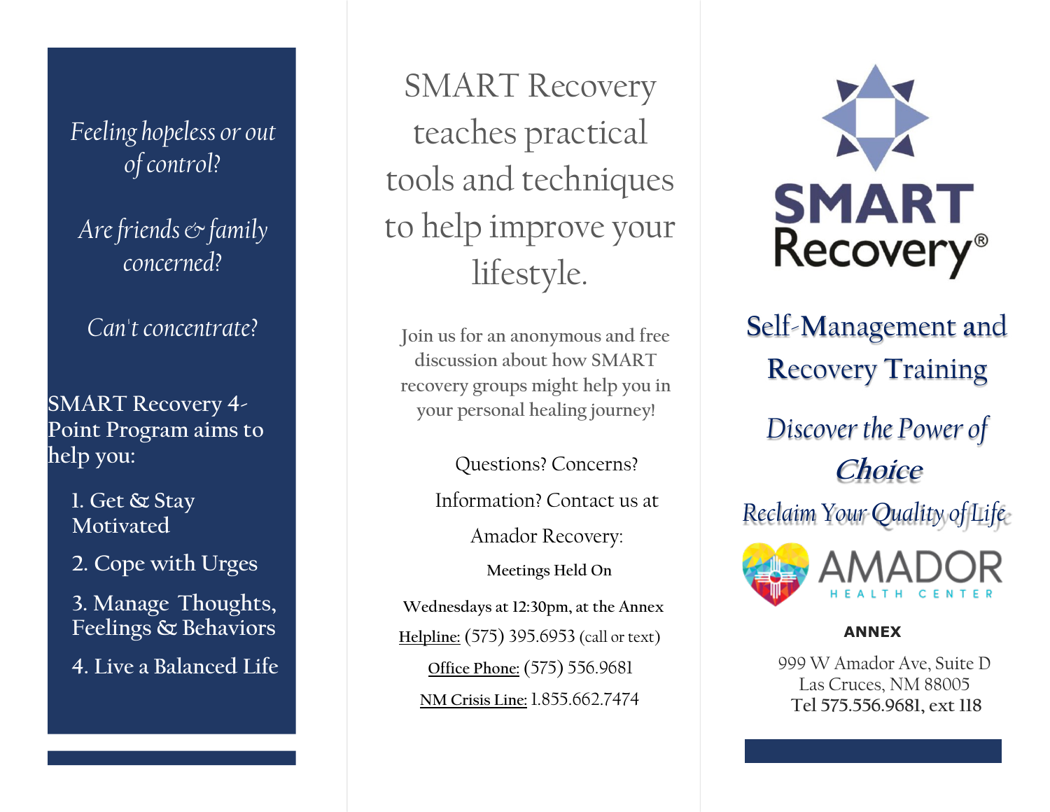*Feeling hopeless or out of control?*

*Are friends & family concerned?*

*Can't concentrate?*

SMART Recovery 4-Point Program aims to help you:

1. Get & Stay Motivated
2. Cope with Urges
3. Manage Thoughts, Feelings & Behaviors
4. Live a Balanced Life

# SMART Recovery teaches practical tools and techniques to help improve your lifestyle.

Join us for an anonymous and free discussion about how SMART recovery groups might help you in your personal healing journey!

Questions? Concerns?

Information? Contact us at

Amador Recovery:

**Meetings Held On**

**Wednesdays at 12:30pm, at the Annex**

Helpline: (575) 395.6953 (call or text)

Office Phone: (575) 556.9681

NM Crisis Line: 1.855.662.7474

# SMART Recovery®

## Self-Management and Recovery Training

*Discover the Power of **Choice***

*Reclaim Your Quality of Life*

AMADOR HEALTH CENTER

**ANNEX**

999 W Amador Ave, Suite D
Las Cruces, NM 88005
**Tel 575.556.9681, ext 118**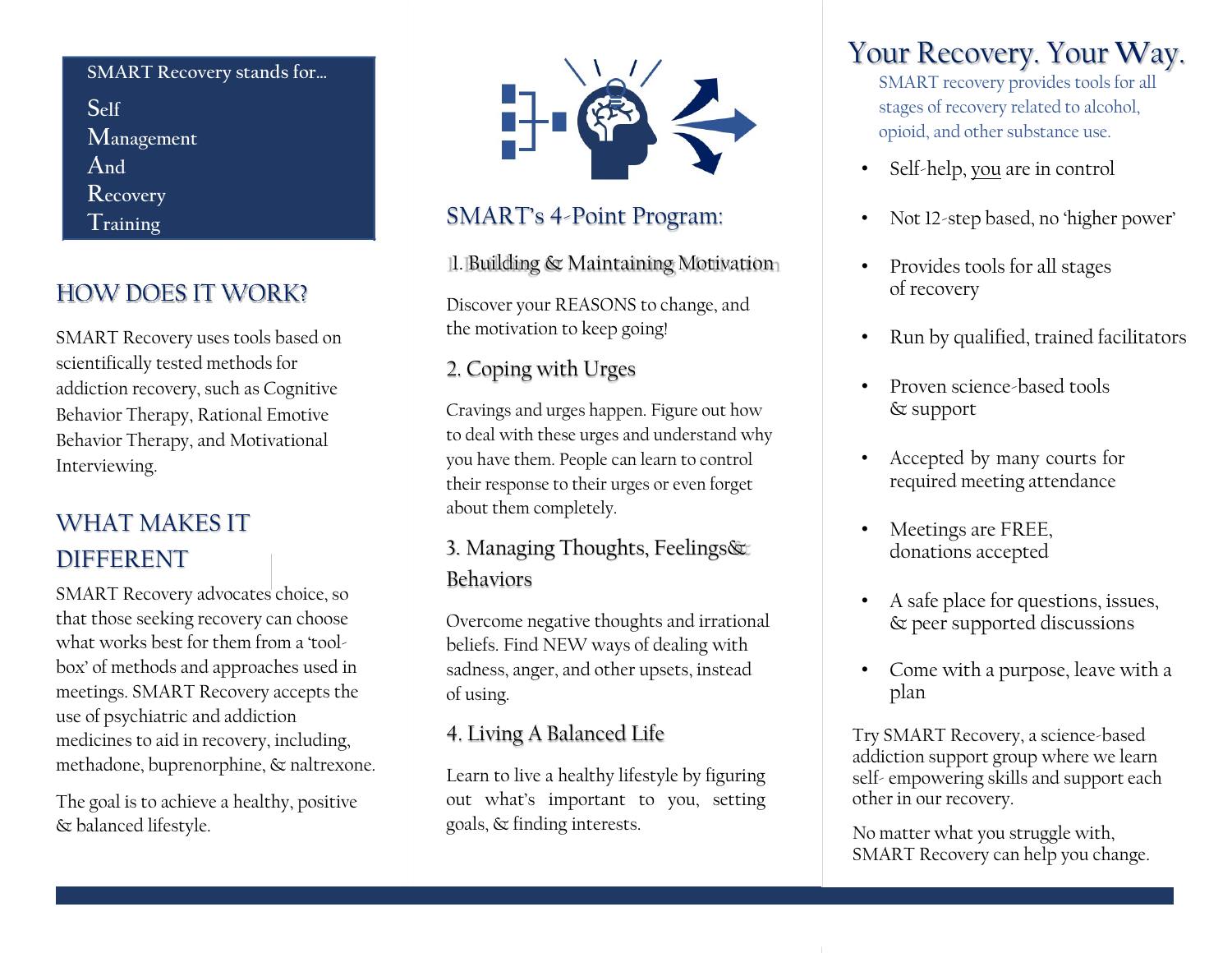SMART Recovery stands for…

**S**elf
**M**anagement
**A**nd
**R**ecovery
**T**raining

## HOW DOES IT WORK?

SMART Recovery uses tools based on scientifically tested methods for addiction recovery, such as Cognitive Behavior Therapy, Rational Emotive Behavior Therapy, and Motivational Interviewing.

## WHAT MAKES IT DIFFERENT

SMART Recovery advocates choice, so that those seeking recovery can choose what works best for them from a 'tool-box' of methods and approaches used in meetings. SMART Recovery accepts the use of psychiatric and addiction medicines to aid in recovery, including, methadone, buprenorphine, & naltrexone.

The goal is to achieve a healthy, positive & balanced lifestyle.

## SMART's 4-Point Program:

### 1. Building & Maintaining Motivation

Discover your REASONS to change, and the motivation to keep going!

### 2. Coping with Urges

Cravings and urges happen. Figure out how to deal with these urges and understand why you have them. People can learn to control their response to their urges or even forget about them completely.

### 3. Managing Thoughts, Feelings& Behaviors

Overcome negative thoughts and irrational beliefs. Find NEW ways of dealing with sadness, anger, and other upsets, instead of using.

### 4. Living A Balanced Life

Learn to live a healthy lifestyle by figuring out what's important to you, setting goals, & finding interests.

# Your Recovery. Your Way.

SMART recovery provides tools for all stages of recovery related to alcohol, opioid, and other substance use.

- Self-help, you are in control
- Not 12-step based, no 'higher power'
- Provides tools for all stages of recovery
- Run by qualified, trained facilitators
- Proven science-based tools & support
- Accepted by many courts for required meeting attendance
- Meetings are FREE, donations accepted
- A safe place for questions, issues, & peer supported discussions
- Come with a purpose, leave with a plan

Try SMART Recovery, a science-based addiction support group where we learn self- empowering skills and support each other in our recovery.

No matter what you struggle with, SMART Recovery can help you change.